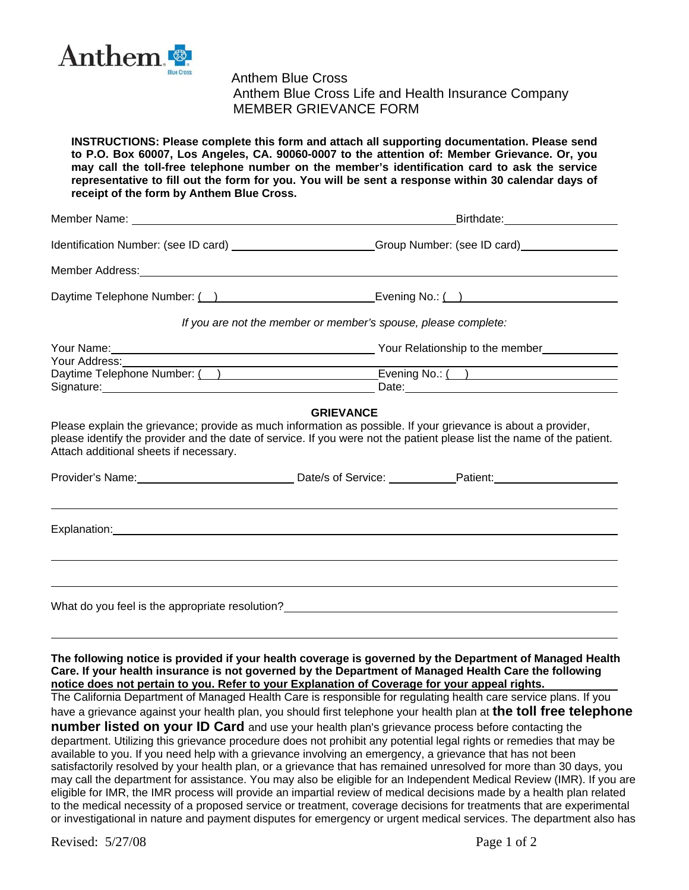Anthem Blue Cross
Anthem Blue Cross Life and Health Insurance Company
MEMBER GRIEVANCE FORM

**INSTRUCTIONS: Please complete this form and attach all supporting documentation. Please send to P.O. Box 60007, Los Angeles, CA. 90060-0007 to the attention of: Member Grievance. Or, you may call the toll-free telephone number on the member's identification card to ask the service representative to fill out the form for you. You will be sent a response within 30 calendar days of receipt of the form by Anthem Blue Cross.**

Member Name: ______________________________ Birthdate: ______________

Identification Number: (see ID card) ______________ Group Number: (see ID card) ______________

Member Address: ______________________________

Daytime Telephone Number: ( ) ______________ Evening No.: ( ) ______________

*If you are not the member or member's spouse, please complete:*

Your Name: ______________________________ Your Relationship to the member ______________
Your Address: ______________________________
Daytime Telephone Number: ( ) ______________ Evening No.: ( ) ______________
Signature: ______________________________ Date: ______________

**GRIEVANCE**

Please explain the grievance; provide as much information as possible. If your grievance is about a provider, please identify the provider and the date of service. If you were not the patient please list the name of the patient. Attach additional sheets if necessary.

Provider's Name: ______________ Date/s of Service: ______________ Patient: ______________

______________________________

Explanation: ______________________________

______________________________

______________________________

What do you feel is the appropriate resolution? ______________________________

______________________________

**The following notice is provided if your health coverage is governed by the Department of Managed Health Care. If your health insurance is not governed by the Department of Managed Health Care the following notice does not pertain to you. Refer to your Explanation of Coverage for your appeal rights.**

The California Department of Managed Health Care is responsible for regulating health care service plans. If you have a grievance against your health plan, you should first telephone your health plan at **the toll free telephone number listed on your ID Card** and use your health plan's grievance process before contacting the department. Utilizing this grievance procedure does not prohibit any potential legal rights or remedies that may be available to you. If you need help with a grievance involving an emergency, a grievance that has not been satisfactorily resolved by your health plan, or a grievance that has remained unresolved for more than 30 days, you may call the department for assistance. You may also be eligible for an Independent Medical Review (IMR). If you are eligible for IMR, the IMR process will provide an impartial review of medical decisions made by a health plan related to the medical necessity of a proposed service or treatment, coverage decisions for treatments that are experimental or investigational in nature and payment disputes for emergency or urgent medical services. The department also has

Revised: 5/27/08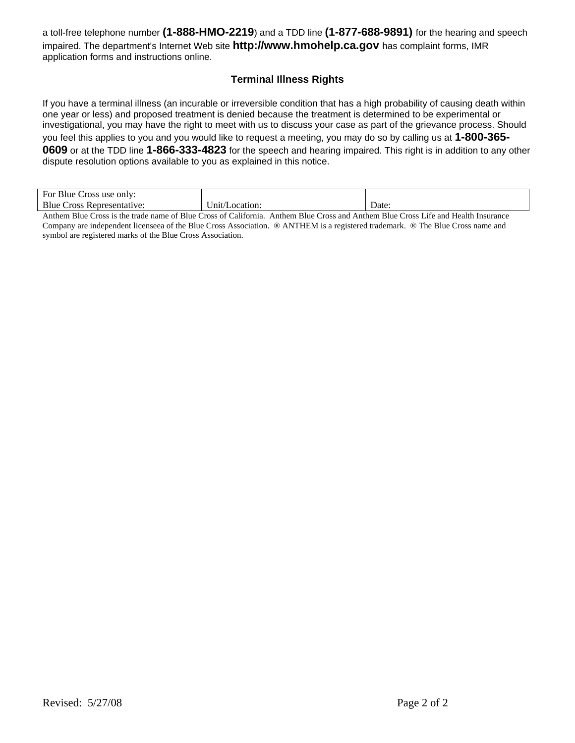a toll-free telephone number **(1-888-HMO-2219**) and a TDD line **(1-877-688-9891)** for the hearing and speech impaired. The department's Internet Web site **http://www.hmohelp.ca.gov** has complaint forms, IMR application forms and instructions online.

## Terminal Illness Rights

If you have a terminal illness (an incurable or irreversible condition that has a high probability of causing death within one year or less) and proposed treatment is denied because the treatment is determined to be experimental or investigational, you may have the right to meet with us to discuss your case as part of the grievance process. Should you feel this applies to you and you would like to request a meeting, you may do so by calling us at **1-800-365-0609** or at the TDD line **1-866-333-4823** for the speech and hearing impaired. This right is in addition to any other dispute resolution options available to you as explained in this notice.

| | | |
|---|---|---|
| For Blue Cross use only:<br>Blue Cross Representative: | Unit/Location: | Date: |

Anthem Blue Cross is the trade name of Blue Cross of California. Anthem Blue Cross and Anthem Blue Cross Life and Health Insurance Company are independent licenseea of the Blue Cross Association. ® ANTHEM is a registered trademark. ® The Blue Cross name and symbol are registered marks of the Blue Cross Association.

Revised: 5/27/08